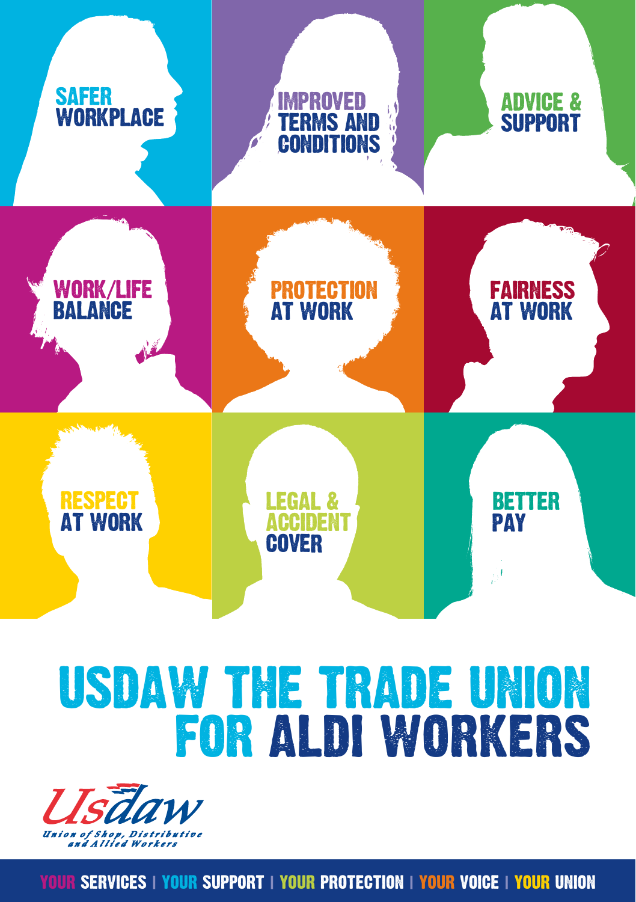SAFER WORKPLACE

IMPROVED TERMS AND CONDITIONS

ADVICE & SUPPORT

WORK/LIFE BALANCE

PROTECTION AT WORK

FAIRNESS AT WORK

RESPECT AT WORK

LEGAL & ACCIDENT COVER

BETTER PAY

# USDAW THE TRADE UNION FOR ALDI WORKERS

Usdaw

*Union of Shop, Distributive and Allied Workers*

YOUR SERVICES | YOUR SUPPORT | YOUR PROTECTION | YOUR VOICE | YOUR UNION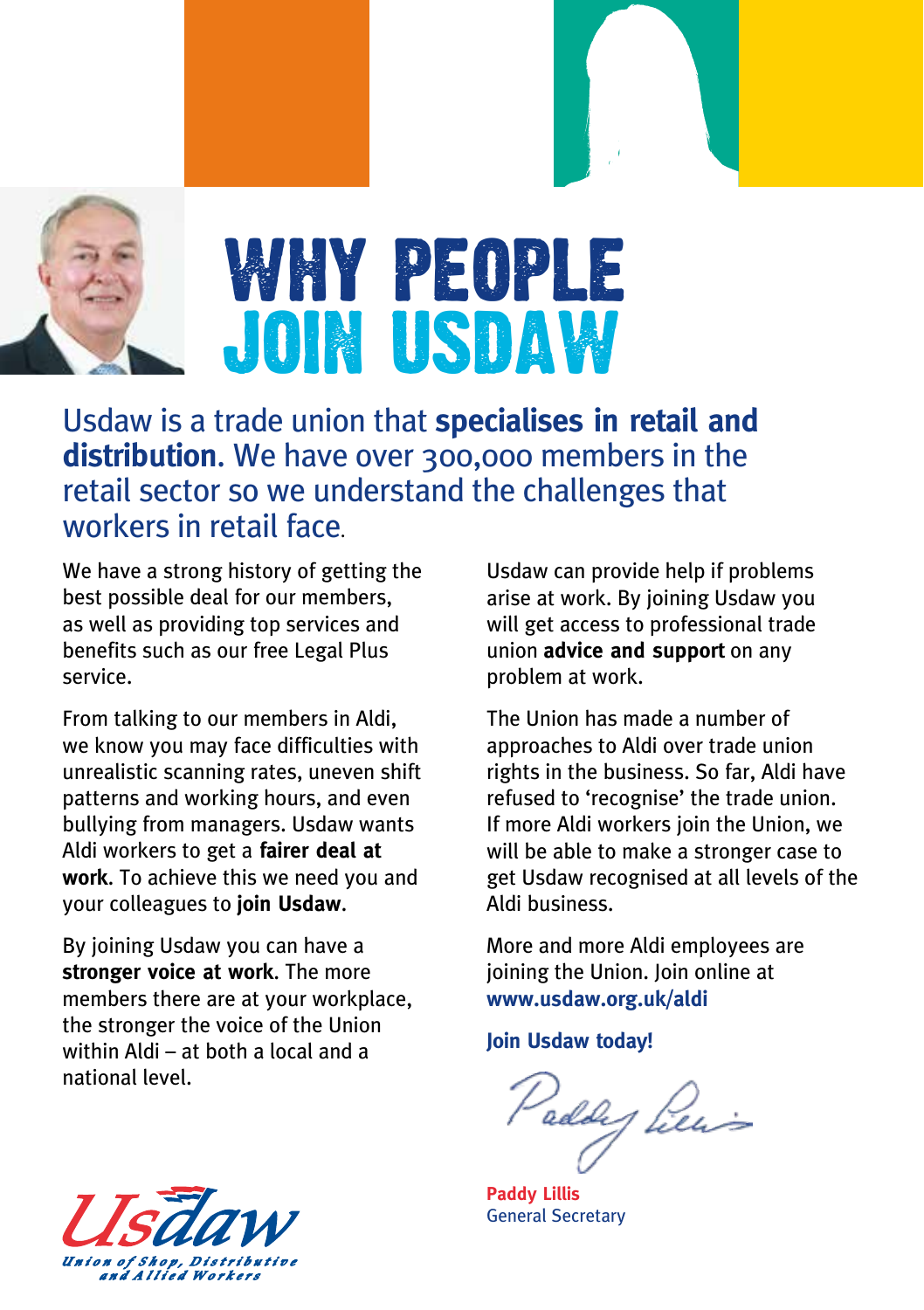# WHY PEOPLE JOIN USDAW

Usdaw is a trade union that **specialises in retail and distribution**. We have over 300,000 members in the retail sector so we understand the challenges that workers in retail face.

We have a strong history of getting the best possible deal for our members, as well as providing top services and benefits such as our free Legal Plus service.

From talking to our members in Aldi, we know you may face difficulties with unrealistic scanning rates, uneven shift patterns and working hours, and even bullying from managers. Usdaw wants Aldi workers to get a **fairer deal at work**. To achieve this we need you and your colleagues to **join Usdaw**.

By joining Usdaw you can have a **stronger voice at work**. The more members there are at your workplace, the stronger the voice of the Union within Aldi – at both a local and a national level.

Usdaw can provide help if problems arise at work. By joining Usdaw you will get access to professional trade union **advice and support** on any problem at work.

The Union has made a number of approaches to Aldi over trade union rights in the business. So far, Aldi have refused to 'recognise' the trade union. If more Aldi workers join the Union, we will be able to make a stronger case to get Usdaw recognised at all levels of the Aldi business.

More and more Aldi employees are joining the Union. Join online at **www.usdaw.org.uk/aldi**

**Join Usdaw today!**

**Paddy Lillis**
General Secretary

Usdaw
*Union of Shop, Distributive and Allied Workers*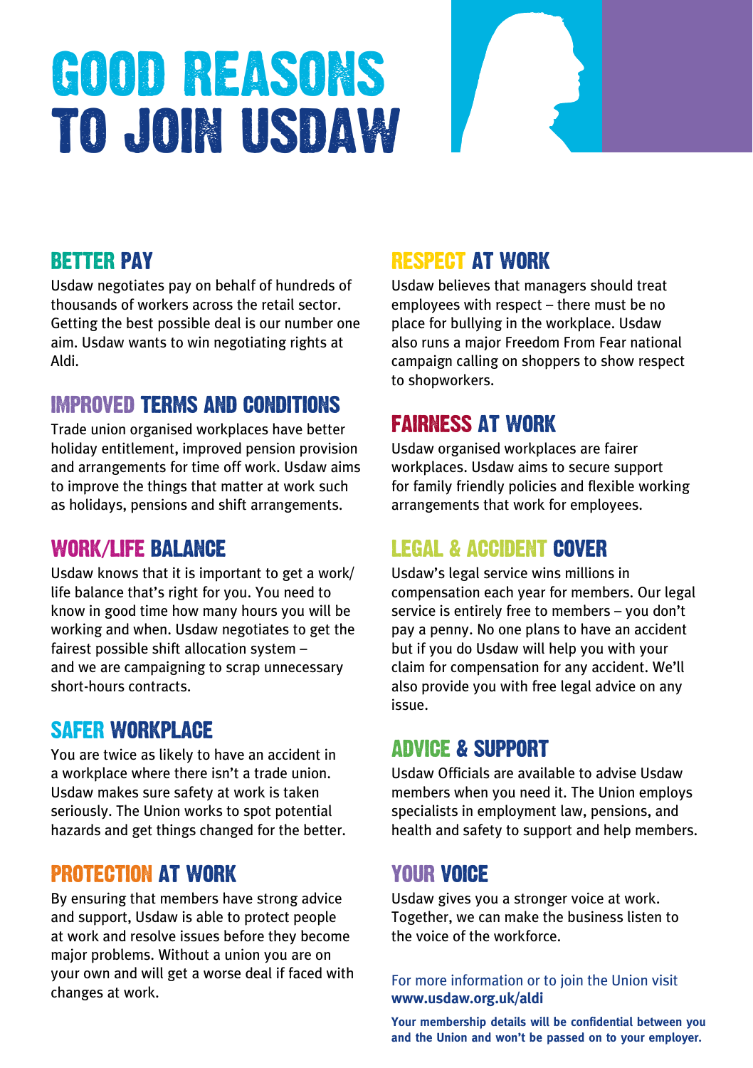# GOOD REASONS TO JOIN USDAW

## BETTER PAY

Usdaw negotiates pay on behalf of hundreds of thousands of workers across the retail sector. Getting the best possible deal is our number one aim. Usdaw wants to win negotiating rights at Aldi.

## IMPROVED TERMS AND CONDITIONS

Trade union organised workplaces have better holiday entitlement, improved pension provision and arrangements for time off work. Usdaw aims to improve the things that matter at work such as holidays, pensions and shift arrangements.

## WORK/LIFE BALANCE

Usdaw knows that it is important to get a work/life balance that's right for you. You need to know in good time how many hours you will be working and when. Usdaw negotiates to get the fairest possible shift allocation system – and we are campaigning to scrap unnecessary short-hours contracts.

## SAFER WORKPLACE

You are twice as likely to have an accident in a workplace where there isn't a trade union. Usdaw makes sure safety at work is taken seriously. The Union works to spot potential hazards and get things changed for the better.

## PROTECTION AT WORK

By ensuring that members have strong advice and support, Usdaw is able to protect people at work and resolve issues before they become major problems. Without a union you are on your own and will get a worse deal if faced with changes at work.

## RESPECT AT WORK

Usdaw believes that managers should treat employees with respect – there must be no place for bullying in the workplace. Usdaw also runs a major Freedom From Fear national campaign calling on shoppers to show respect to shopworkers.

## FAIRNESS AT WORK

Usdaw organised workplaces are fairer workplaces. Usdaw aims to secure support for family friendly policies and flexible working arrangements that work for employees.

## LEGAL & ACCIDENT COVER

Usdaw's legal service wins millions in compensation each year for members. Our legal service is entirely free to members – you don't pay a penny. No one plans to have an accident but if you do Usdaw will help you with your claim for compensation for any accident. We'll also provide you with free legal advice on any issue.

## ADVICE & SUPPORT

Usdaw Officials are available to advise Usdaw members when you need it. The Union employs specialists in employment law, pensions, and health and safety to support and help members.

## YOUR VOICE

Usdaw gives you a stronger voice at work. Together, we can make the business listen to the voice of the workforce.

For more information or to join the Union visit
**www.usdaw.org.uk/aldi**

**Your membership details will be confidential between you and the Union and won't be passed on to your employer.**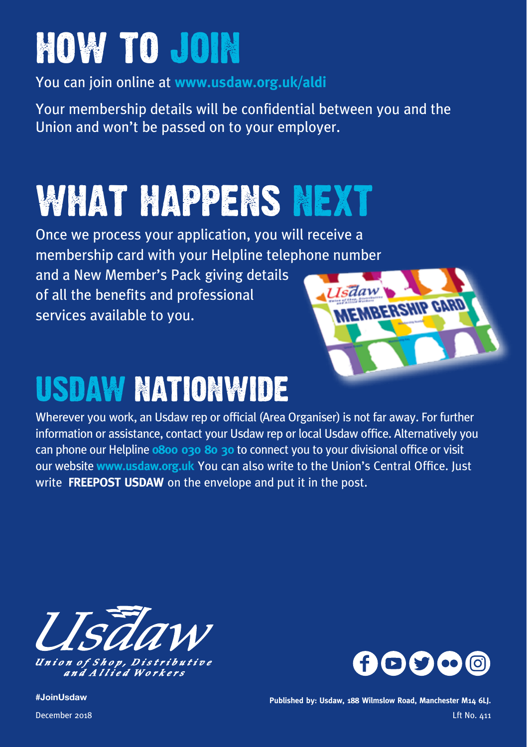# HOW TO JOIN

You can join online at **www.usdaw.org.uk/aldi**

Your membership details will be confidential between you and the Union and won't be passed on to your employer.

# WHAT HAPPENS NEXT

Once we process your application, you will receive a membership card with your Helpline telephone number and a New Member's Pack giving details of all the benefits and professional services available to you.

# USDAW NATIONWIDE

Wherever you work, an Usdaw rep or official (Area Organiser) is not far away. For further information or assistance, contact your Usdaw rep or local Usdaw office. Alternatively you can phone our Helpline **0800 030 80 30** to connect you to your divisional office or visit our website **www.usdaw.org.uk** You can also write to the Union's Central Office. Just write **FREEPOST USDAW** on the envelope and put it in the post.

Usdaw
*Union of Shop, Distributive and Allied Workers*

**#JoinUsdaw**

December 2018

**Published by: Usdaw, 188 Wilmslow Road, Manchester M14 6LJ.**

Lft No. 411